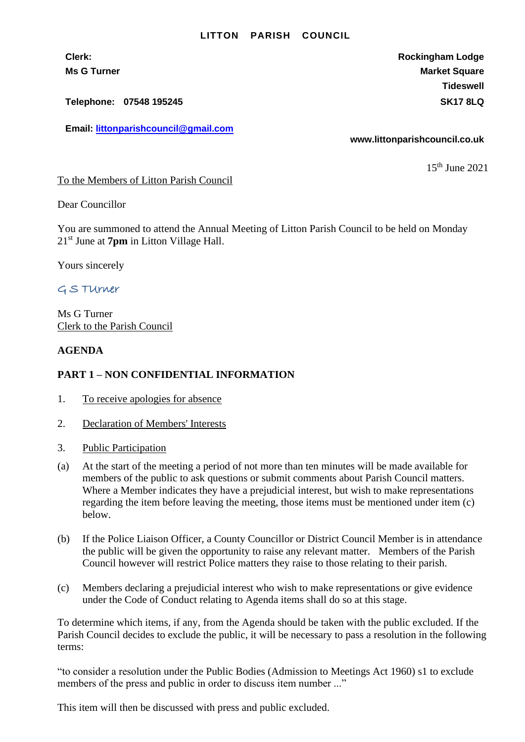# LITTON PARISH COUNCIL

**Clerk:**
**Ms G Turner**

**Telephone: 07548 195245**

**Email: littonparishcouncil@gmail.com**

**Rockingham Lodge**
**Market Square**
**Tideswell**
**SK17 8LQ**

**www.littonparishcouncil.co.uk**

15th June 2021

To the Members of Litton Parish Council

Dear Councillor

You are summoned to attend the Annual Meeting of Litton Parish Council to be held on Monday 21st June at **7pm** in Litton Village Hall.

Yours sincerely

G S Turner

Ms G Turner
Clerk to the Parish Council

**AGENDA**

**PART 1 – NON CONFIDENTIAL INFORMATION**

1. To receive apologies for absence

2. Declaration of Members' Interests

3. Public Participation

(a) At the start of the meeting a period of not more than ten minutes will be made available for members of the public to ask questions or submit comments about Parish Council matters. Where a Member indicates they have a prejudicial interest, but wish to make representations regarding the item before leaving the meeting, those items must be mentioned under item (c) below.

(b) If the Police Liaison Officer, a County Councillor or District Council Member is in attendance the public will be given the opportunity to raise any relevant matter. Members of the Parish Council however will restrict Police matters they raise to those relating to their parish.

(c) Members declaring a prejudicial interest who wish to make representations or give evidence under the Code of Conduct relating to Agenda items shall do so at this stage.

To determine which items, if any, from the Agenda should be taken with the public excluded. If the Parish Council decides to exclude the public, it will be necessary to pass a resolution in the following terms:

"to consider a resolution under the Public Bodies (Admission to Meetings Act 1960) s1 to exclude members of the press and public in order to discuss item number ..."

This item will then be discussed with press and public excluded.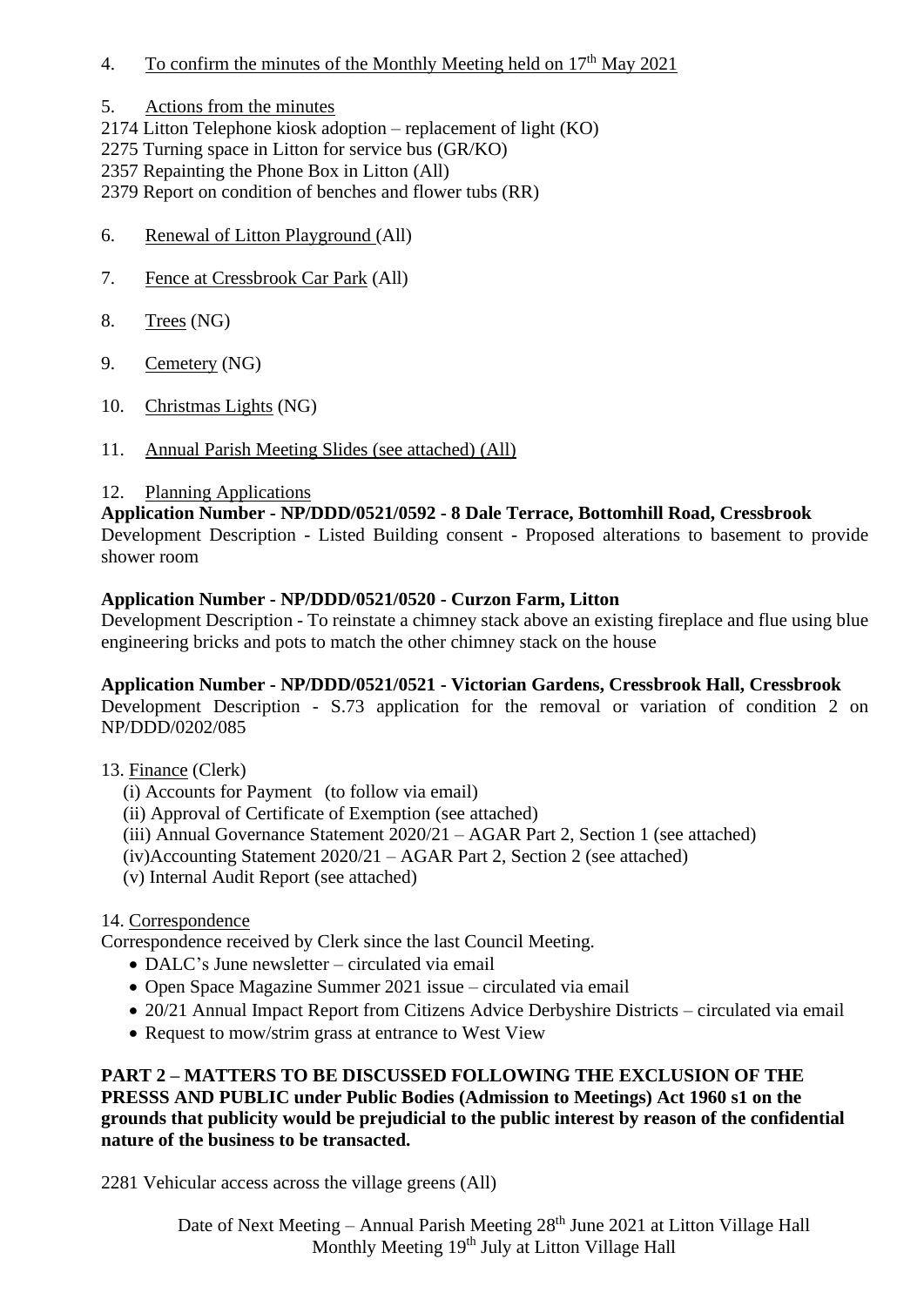4. To confirm the minutes of the Monthly Meeting held on 17th May 2021

5. Actions from the minutes

2174 Litton Telephone kiosk adoption – replacement of light (KO)
2275 Turning space in Litton for service bus (GR/KO)
2357 Repainting the Phone Box in Litton (All)
2379 Report on condition of benches and flower tubs (RR)

6. Renewal of Litton Playground (All)

7. Fence at Cressbrook Car Park (All)

8. Trees (NG)

9. Cemetery (NG)

10. Christmas Lights (NG)

11. Annual Parish Meeting Slides (see attached) (All)

12. Planning Applications

**Application Number - NP/DDD/0521/0592 - 8 Dale Terrace, Bottomhill Road, Cressbrook**
Development Description - Listed Building consent - Proposed alterations to basement to provide shower room

**Application Number - NP/DDD/0521/0520 - Curzon Farm, Litton**
Development Description - To reinstate a chimney stack above an existing fireplace and flue using blue engineering bricks and pots to match the other chimney stack on the house

**Application Number - NP/DDD/0521/0521 - Victorian Gardens, Cressbrook Hall, Cressbrook**
Development Description - S.73 application for the removal or variation of condition 2 on NP/DDD/0202/085

13. Finance (Clerk)

(i) Accounts for Payment (to follow via email)
(ii) Approval of Certificate of Exemption (see attached)
(iii) Annual Governance Statement 2020/21 – AGAR Part 2, Section 1 (see attached)
(iv)Accounting Statement 2020/21 – AGAR Part 2, Section 2 (see attached)
(v) Internal Audit Report (see attached)

14. Correspondence

Correspondence received by Clerk since the last Council Meeting.

- DALC's June newsletter – circulated via email
- Open Space Magazine Summer 2021 issue – circulated via email
- 20/21 Annual Impact Report from Citizens Advice Derbyshire Districts – circulated via email
- Request to mow/strim grass at entrance to West View

**PART 2 – MATTERS TO BE DISCUSSED FOLLOWING THE EXCLUSION OF THE PRESSS AND PUBLIC under Public Bodies (Admission to Meetings) Act 1960 s1 on the grounds that publicity would be prejudicial to the public interest by reason of the confidential nature of the business to be transacted.**

2281 Vehicular access across the village greens (All)

Date of Next Meeting – Annual Parish Meeting 28th June 2021 at Litton Village Hall
Monthly Meeting 19th July at Litton Village Hall